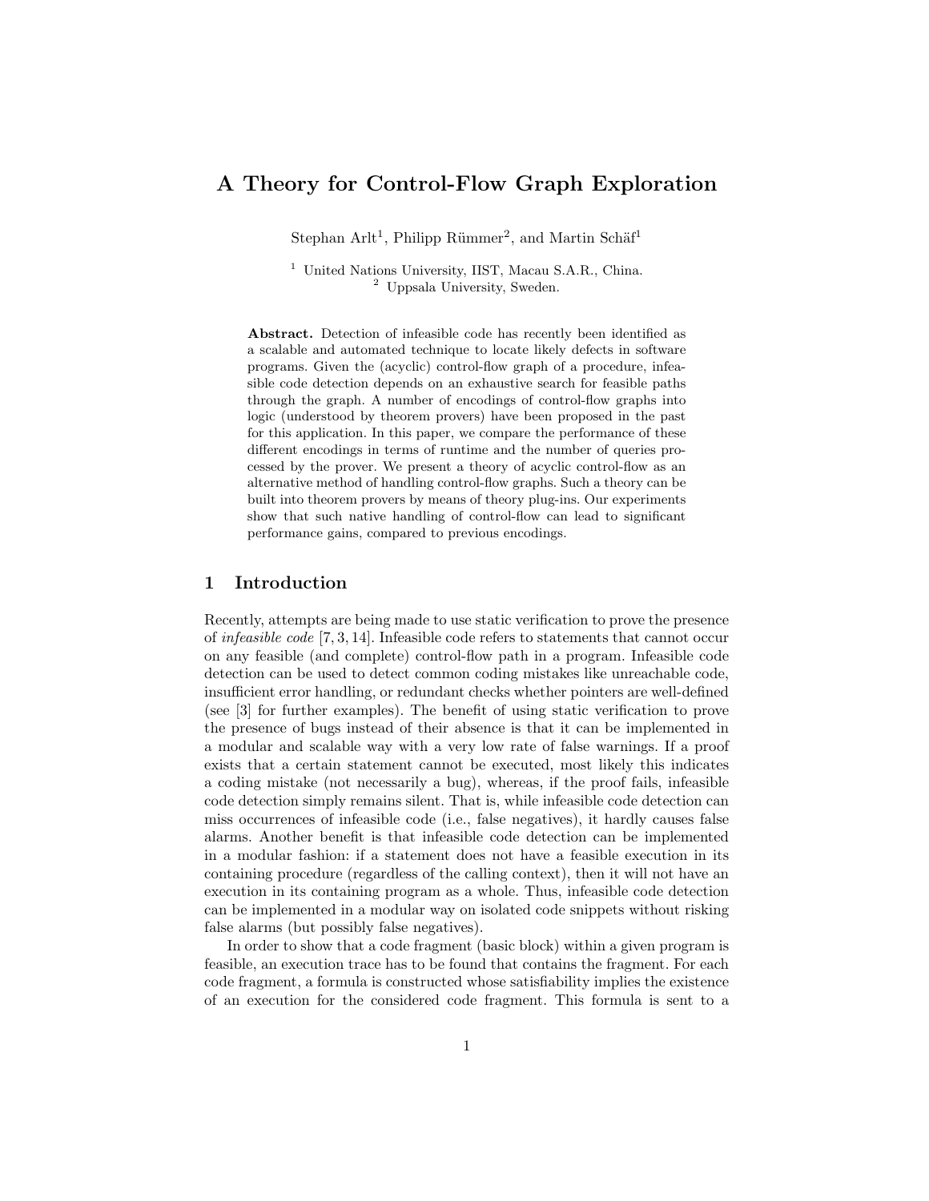# A Theory for Control-Flow Graph Exploration

Stephan Arlt[1], Philipp Rümmer[2], and Martin Schäf[1]

[1] United Nations University, IIST, Macau S.A.R., China.
[2] Uppsala University, Sweden.

**Abstract.** Detection of infeasible code has recently been identified as a scalable and automated technique to locate likely defects in software programs. Given the (acyclic) control-flow graph of a procedure, infeasible code detection depends on an exhaustive search for feasible paths through the graph. A number of encodings of control-flow graphs into logic (understood by theorem provers) have been proposed in the past for this application. In this paper, we compare the performance of these different encodings in terms of runtime and the number of queries processed by the prover. We present a theory of acyclic control-flow as an alternative method of handling control-flow graphs. Such a theory can be built into theorem provers by means of theory plug-ins. Our experiments show that such native handling of control-flow can lead to significant performance gains, compared to previous encodings.

## 1 Introduction

Recently, attempts are being made to use static verification to prove the presence of *infeasible code* [7, 3, 14]. Infeasible code refers to statements that cannot occur on any feasible (and complete) control-flow path in a program. Infeasible code detection can be used to detect common coding mistakes like unreachable code, insufficient error handling, or redundant checks whether pointers are well-defined (see [3] for further examples). The benefit of using static verification to prove the presence of bugs instead of their absence is that it can be implemented in a modular and scalable way with a very low rate of false warnings. If a proof exists that a certain statement cannot be executed, most likely this indicates a coding mistake (not necessarily a bug), whereas, if the proof fails, infeasible code detection simply remains silent. That is, while infeasible code detection can miss occurrences of infeasible code (i.e., false negatives), it hardly causes false alarms. Another benefit is that infeasible code detection can be implemented in a modular fashion: if a statement does not have a feasible execution in its containing procedure (regardless of the calling context), then it will not have an execution in its containing program as a whole. Thus, infeasible code detection can be implemented in a modular way on isolated code snippets without risking false alarms (but possibly false negatives).

In order to show that a code fragment (basic block) within a given program is feasible, an execution trace has to be found that contains the fragment. For each code fragment, a formula is constructed whose satisfiability implies the existence of an execution for the considered code fragment. This formula is sent to a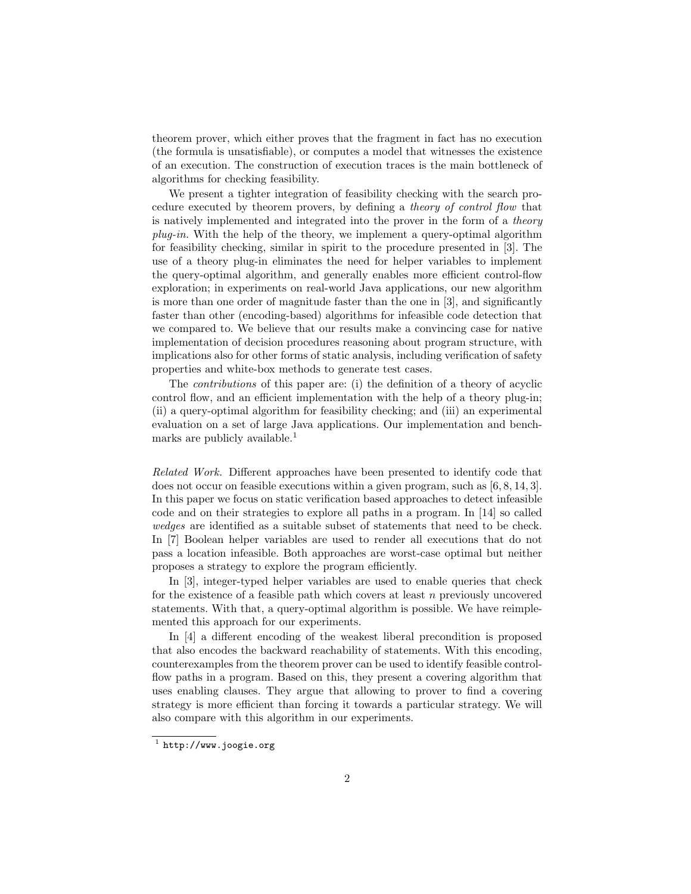theorem prover, which either proves that the fragment in fact has no execution (the formula is unsatisfiable), or computes a model that witnesses the existence of an execution. The construction of execution traces is the main bottleneck of algorithms for checking feasibility.

We present a tighter integration of feasibility checking with the search procedure executed by theorem provers, by defining a *theory of control flow* that is natively implemented and integrated into the prover in the form of a *theory plug-in*. With the help of the theory, we implement a query-optimal algorithm for feasibility checking, similar in spirit to the procedure presented in [3]. The use of a theory plug-in eliminates the need for helper variables to implement the query-optimal algorithm, and generally enables more efficient control-flow exploration; in experiments on real-world Java applications, our new algorithm is more than one order of magnitude faster than the one in [3], and significantly faster than other (encoding-based) algorithms for infeasible code detection that we compared to. We believe that our results make a convincing case for native implementation of decision procedures reasoning about program structure, with implications also for other forms of static analysis, including verification of safety properties and white-box methods to generate test cases.

The *contributions* of this paper are: (i) the definition of a theory of acyclic control flow, and an efficient implementation with the help of a theory plug-in; (ii) a query-optimal algorithm for feasibility checking; and (iii) an experimental evaluation on a set of large Java applications. Our implementation and benchmarks are publicly available.[1]

*Related Work.* Different approaches have been presented to identify code that does not occur on feasible executions within a given program, such as [6, 8, 14, 3]. In this paper we focus on static verification based approaches to detect infeasible code and on their strategies to explore all paths in a program. In [14] so called *wedges* are identified as a suitable subset of statements that need to be check. In [7] Boolean helper variables are used to render all executions that do not pass a location infeasible. Both approaches are worst-case optimal but neither proposes a strategy to explore the program efficiently.

In [3], integer-typed helper variables are used to enable queries that check for the existence of a feasible path which covers at least $n$ previously uncovered statements. With that, a query-optimal algorithm is possible. We have reimplemented this approach for our experiments.

In [4] a different encoding of the weakest liberal precondition is proposed that also encodes the backward reachability of statements. With this encoding, counterexamples from the theorem prover can be used to identify feasible control-flow paths in a program. Based on this, they present a covering algorithm that uses enabling clauses. They argue that allowing to prover to find a covering strategy is more efficient than forcing it towards a particular strategy. We will also compare with this algorithm in our experiments.

[1] http://www.joogie.org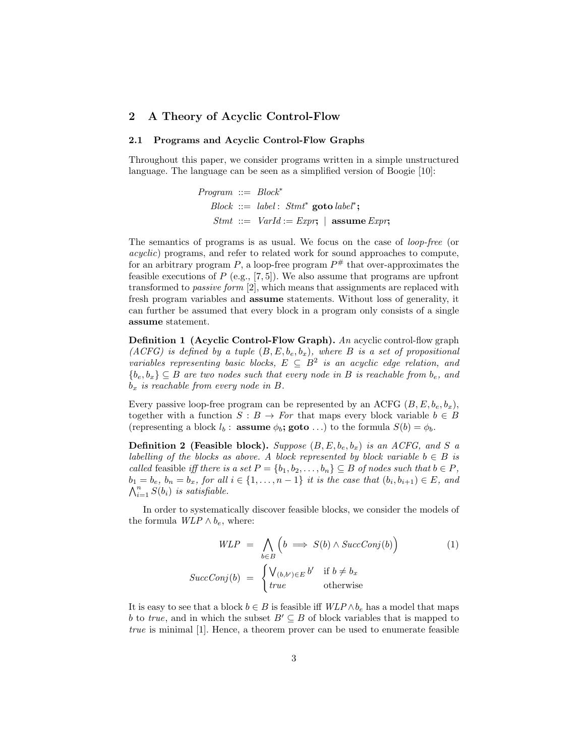## 2 A Theory of Acyclic Control-Flow

### 2.1 Programs and Acyclic Control-Flow Graphs

Throughout this paper, we consider programs written in a simple unstructured language. The language can be seen as a simplified version of Boogie [10]:

$$
\begin{aligned}
\mathit{Program} &::= \mathit{Block}^* \\
\mathit{Block} &::= \mathit{label}:\ \mathit{Stmt}^*\ \mathbf{goto}\ \mathit{label}^*\mathbf{;} \\
\mathit{Stmt} &::= \mathit{VarId} := \mathit{Expr}\mathbf{;}\ \mid\ \mathbf{assume}\ \mathit{Expr}\mathbf{;}
\end{aligned}
$$

The semantics of programs is as usual. We focus on the case of *loop-free* (or *acyclic*) programs, and refer to related work for sound approaches to compute, for an arbitrary program $P$, a loop-free program $P^\#$ that over-approximates the feasible executions of $P$ (e.g., [7, 5]). We also assume that programs are upfront transformed to *passive form* [2], which means that assignments are replaced with fresh program variables and **assume** statements. Without loss of generality, it can further be assumed that every block in a program only consists of a single **assume** statement.

**Definition 1 (Acyclic Control-Flow Graph).** *An* acyclic control-flow graph *(ACFG) is defined by a tuple $(B, E, b_e, b_x)$, where $B$ is a set of propositional variables representing basic blocks, $E \subseteq B^2$ is an acyclic edge relation, and $\{b_e, b_x\} \subseteq B$ are two nodes such that every node in $B$ is reachable from $b_e$, and $b_x$ is reachable from every node in $B$.*

Every passive loop-free program can be represented by an ACFG $(B, E, b_e, b_x)$, together with a function $S : B \to \mathit{For}$ that maps every block variable $b \in B$ (representing a block $l_b :$ **assume** $\phi_b$**; goto** $\ldots$) to the formula $S(b) = \phi_b$.

**Definition 2 (Feasible block).** *Suppose $(B, E, b_e, b_x)$ is an ACFG, and $S$ a labelling of the blocks as above. A block represented by block variable $b \in B$ is called* feasible *iff there is a set $P = \{b_1, b_2, \ldots, b_n\} \subseteq B$ of nodes such that $b \in P$, $b_1 = b_e$, $b_n = b_x$, for all $i \in \{1, \ldots, n-1\}$ it is the case that $(b_i, b_{i+1}) \in E$, and $\bigwedge_{i=1}^{n} S(b_i)$ is satisfiable.*

In order to systematically discover feasible blocks, we consider the models of the formula $\mathit{WLP} \wedge b_e$, where:

$$
\mathit{WLP} \;=\; \bigwedge_{b \in B} \Big( b \implies S(b) \wedge \mathit{SuccConj}(b) \Big) \tag{1}
$$

$$
\mathit{SuccConj}(b) \;=\; \begin{cases} \bigvee_{(b,b') \in E} b' & \text{if } b \neq b_x \\ \mathit{true} & \text{otherwise} \end{cases}
$$

It is easy to see that a block $b \in B$ is feasible iff $\mathit{WLP} \wedge b_e$ has a model that maps $b$ to *true*, and in which the subset $B' \subseteq B$ of block variables that is mapped to *true* is minimal [1]. Hence, a theorem prover can be used to enumerate feasible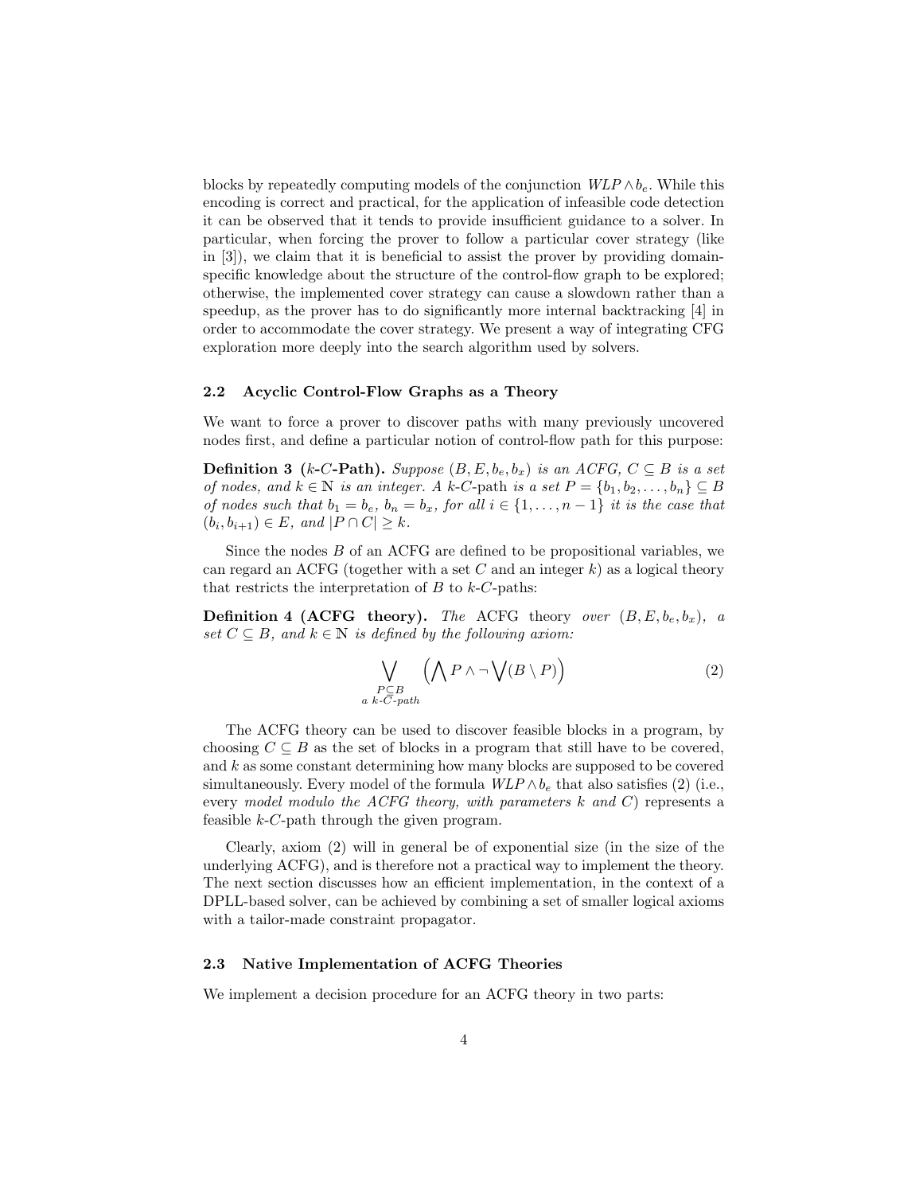blocks by repeatedly computing models of the conjunction $WLP \wedge b_e$. While this encoding is correct and practical, for the application of infeasible code detection it can be observed that it tends to provide insufficient guidance to a solver. In particular, when forcing the prover to follow a particular cover strategy (like in [3]), we claim that it is beneficial to assist the prover by providing domain-specific knowledge about the structure of the control-flow graph to be explored; otherwise, the implemented cover strategy can cause a slowdown rather than a speedup, as the prover has to do significantly more internal backtracking [4] in order to accommodate the cover strategy. We present a way of integrating CFG exploration more deeply into the search algorithm used by solvers.

### 2.2 Acyclic Control-Flow Graphs as a Theory

We want to force a prover to discover paths with many previously uncovered nodes first, and define a particular notion of control-flow path for this purpose:

**Definition 3 ($k$-$C$-Path).** *Suppose $(B, E, b_e, b_x)$ is an ACFG, $C \subseteq B$ is a set of nodes, and $k \in \mathbb{N}$ is an integer. A* $k$-$C$-path *is a set $P = \{b_1, b_2, \ldots, b_n\} \subseteq B$ of nodes such that $b_1 = b_e$, $b_n = b_x$, for all $i \in \{1, \ldots, n-1\}$ it is the case that $(b_i, b_{i+1}) \in E$, and $|P \cap C| \geq k$.*

Since the nodes $B$ of an ACFG are defined to be propositional variables, we can regard an ACFG (together with a set $C$ and an integer $k$) as a logical theory that restricts the interpretation of $B$ to $k$-$C$-paths:

**Definition 4 (ACFG theory).** *The* ACFG theory *over $(B, E, b_e, b_x)$, a set $C \subseteq B$, and $k \in \mathbb{N}$ is defined by the following axiom:*

$$\bigvee_{\substack{P \subseteq B \\ \text{a } k\text{-}C\text{-path}}} \Big( \bigwedge P \wedge \neg \bigvee (B \setminus P) \Big) \tag{2}$$

The ACFG theory can be used to discover feasible blocks in a program, by choosing $C \subseteq B$ as the set of blocks in a program that still have to be covered, and $k$ as some constant determining how many blocks are supposed to be covered simultaneously. Every model of the formula $WLP \wedge b_e$ that also satisfies (2) (i.e., every *model modulo the ACFG theory, with parameters $k$ and $C$*) represents a feasible $k$-$C$-path through the given program.

Clearly, axiom (2) will in general be of exponential size (in the size of the underlying ACFG), and is therefore not a practical way to implement the theory. The next section discusses how an efficient implementation, in the context of a DPLL-based solver, can be achieved by combining a set of smaller logical axioms with a tailor-made constraint propagator.

### 2.3 Native Implementation of ACFG Theories

We implement a decision procedure for an ACFG theory in two parts: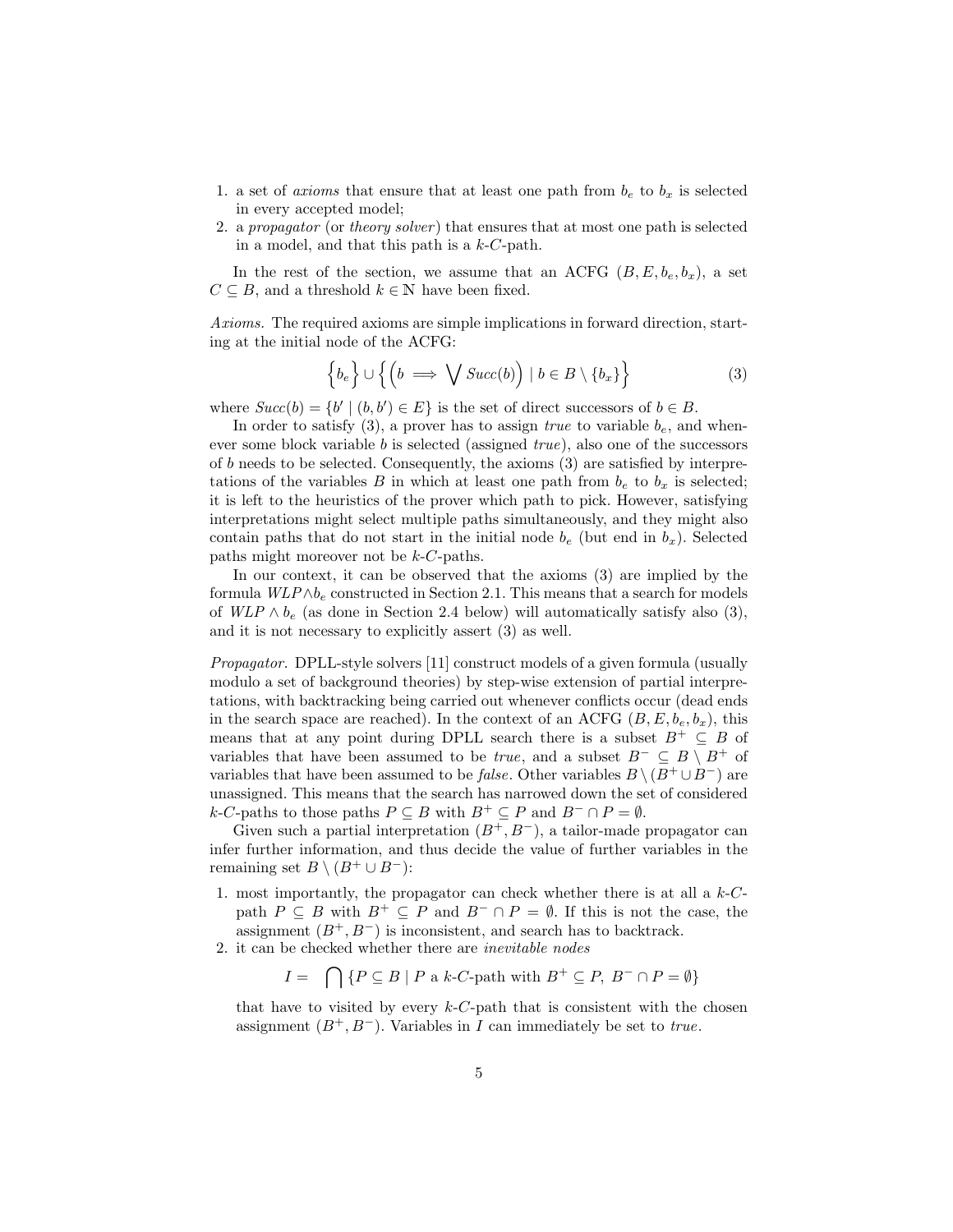1. a set of *axioms* that ensure that at least one path from $b_e$ to $b_x$ is selected in every accepted model;
2. a *propagator* (or *theory solver*) that ensures that at most one path is selected in a model, and that this path is a $k$-$C$-path.

In the rest of the section, we assume that an ACFG $(B, E, b_e, b_x)$, a set $C \subseteq B$, and a threshold $k \in \mathbb{N}$ have been fixed.

*Axioms.* The required axioms are simple implications in forward direction, starting at the initial node of the ACFG:

$$\Big\{ b_e \Big\} \cup \Big\{ \Big( b \implies \bigvee Succ(b) \Big) \mid b \in B \setminus \{b_x\} \Big\} \tag{3}$$

where $Succ(b) = \{b' \mid (b, b') \in E\}$ is the set of direct successors of $b \in B$.

In order to satisfy (3), a prover has to assign *true* to variable $b_e$, and whenever some block variable $b$ is selected (assigned *true*), also one of the successors of $b$ needs to be selected. Consequently, the axioms (3) are satisfied by interpretations of the variables $B$ in which at least one path from $b_e$ to $b_x$ is selected; it is left to the heuristics of the prover which path to pick. However, satisfying interpretations might select multiple paths simultaneously, and they might also contain paths that do not start in the initial node $b_e$ (but end in $b_x$). Selected paths might moreover not be $k$-$C$-paths.

In our context, it can be observed that the axioms (3) are implied by the formula $WLP \wedge b_e$ constructed in Section 2.1. This means that a search for models of $WLP \wedge b_e$ (as done in Section 2.4 below) will automatically satisfy also (3), and it is not necessary to explicitly assert (3) as well.

*Propagator.* DPLL-style solvers [11] construct models of a given formula (usually modulo a set of background theories) by step-wise extension of partial interpretations, with backtracking being carried out whenever conflicts occur (dead ends in the search space are reached). In the context of an ACFG $(B, E, b_e, b_x)$, this means that at any point during DPLL search there is a subset $B^+ \subseteq B$ of variables that have been assumed to be *true*, and a subset $B^- \subseteq B \setminus B^+$ of variables that have been assumed to be *false*. Other variables $B \setminus (B^+ \cup B^-)$ are unassigned. This means that the search has narrowed down the set of considered $k$-$C$-paths to those paths $P \subseteq B$ with $B^+ \subseteq P$ and $B^- \cap P = \emptyset$.

Given such a partial interpretation $(B^+, B^-)$, a tailor-made propagator can infer further information, and thus decide the value of further variables in the remaining set $B \setminus (B^+ \cup B^-)$:

1. most importantly, the propagator can check whether there is at all a $k$-$C$-path $P \subseteq B$ with $B^+ \subseteq P$ and $B^- \cap P = \emptyset$. If this is not the case, the assignment $(B^+, B^-)$ is inconsistent, and search has to backtrack.
2. it can be checked whether there are *inevitable nodes*

$$I = \bigcap \{P \subseteq B \mid P \text{ a } k\text{-}C\text{-path with } B^+ \subseteq P,\ B^- \cap P = \emptyset\}$$

   that have to visited by every $k$-$C$-path that is consistent with the chosen assignment $(B^+, B^-)$. Variables in $I$ can immediately be set to *true*.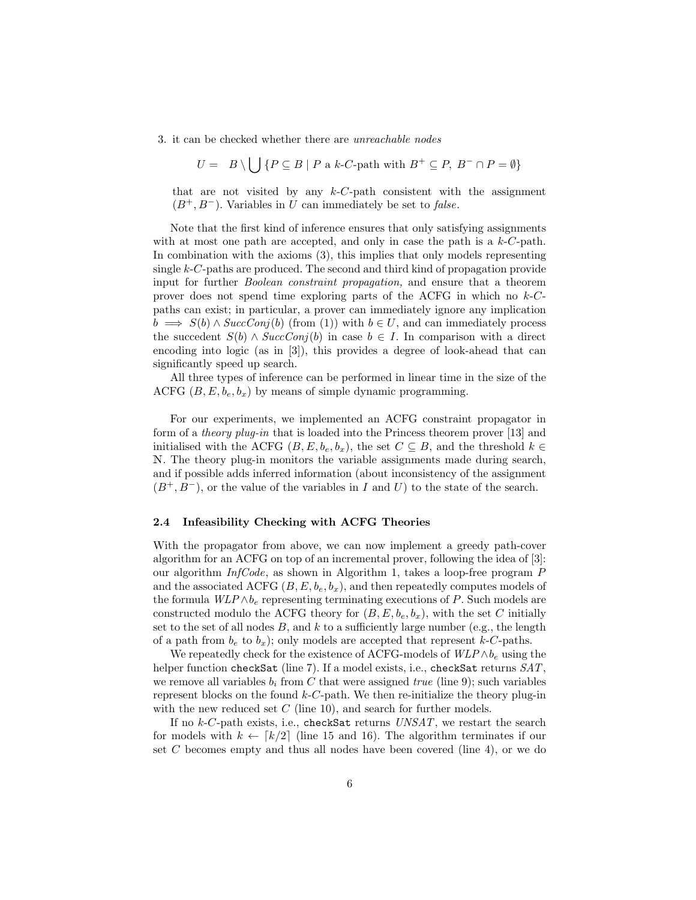3. it can be checked whether there are *unreachable nodes*

$$U = \quad B \setminus \bigcup \{P \subseteq B \mid P \text{ a } k\text{-}C\text{-path with } B^+ \subseteq P,\ B^- \cap P = \emptyset\}$$

   that are not visited by any $k$-$C$-path consistent with the assignment $(B^+, B^-)$. Variables in $U$ can immediately be set to *false*.

Note that the first kind of inference ensures that only satisfying assignments with at most one path are accepted, and only in case the path is a $k$-$C$-path. In combination with the axioms (3), this implies that only models representing single $k$-$C$-paths are produced. The second and third kind of propagation provide input for further *Boolean constraint propagation,* and ensure that a theorem prover does not spend time exploring parts of the ACFG in which no $k$-$C$-paths can exist; in particular, a prover can immediately ignore any implication $b \implies S(b) \wedge \mathit{SuccConj}(b)$ (from (1)) with $b \in U$, and can immediately process the succedent $S(b) \wedge \mathit{SuccConj}(b)$ in case $b \in I$. In comparison with a direct encoding into logic (as in [3]), this provides a degree of look-ahead that can significantly speed up search.

All three types of inference can be performed in linear time in the size of the ACFG $(B, E, b_e, b_x)$ by means of simple dynamic programming.

For our experiments, we implemented an ACFG constraint propagator in form of a *theory plug-in* that is loaded into the Princess theorem prover [13] and initialised with the ACFG $(B, E, b_e, b_x)$, the set $C \subseteq B$, and the threshold $k \in \mathbb{N}$. The theory plug-in monitors the variable assignments made during search, and if possible adds inferred information (about inconsistency of the assignment $(B^+, B^-)$, or the value of the variables in $I$ and $U$) to the state of the search.

### 2.4 Infeasibility Checking with ACFG Theories

With the propagator from above, we can now implement a greedy path-cover algorithm for an ACFG on top of an incremental prover, following the idea of [3]: our algorithm *InfCode*, as shown in Algorithm 1, takes a loop-free program $P$ and the associated ACFG $(B, E, b_e, b_x)$, and then repeatedly computes models of the formula $\mathit{WLP} \wedge b_e$ representing terminating executions of $P$. Such models are constructed modulo the ACFG theory for $(B, E, b_e, b_x)$, with the set $C$ initially set to the set of all nodes $B$, and $k$ to a sufficiently large number (e.g., the length of a path from $b_e$ to $b_x$); only models are accepted that represent $k$-$C$-paths.

We repeatedly check for the existence of ACFG-models of $\mathit{WLP} \wedge b_e$ using the helper function `checkSat` (line 7). If a model exists, i.e., `checkSat` returns $\mathit{SAT}$, we remove all variables $b_i$ from $C$ that were assigned *true* (line 9); such variables represent blocks on the found $k$-$C$-path. We then re-initialize the theory plug-in with the new reduced set $C$ (line 10), and search for further models.

If no $k$-$C$-path exists, i.e., `checkSat` returns $\mathit{UNSAT}$, we restart the search for models with $k \leftarrow \lceil k/2 \rceil$ (line 15 and 16). The algorithm terminates if our set $C$ becomes empty and thus all nodes have been covered (line 4), or we do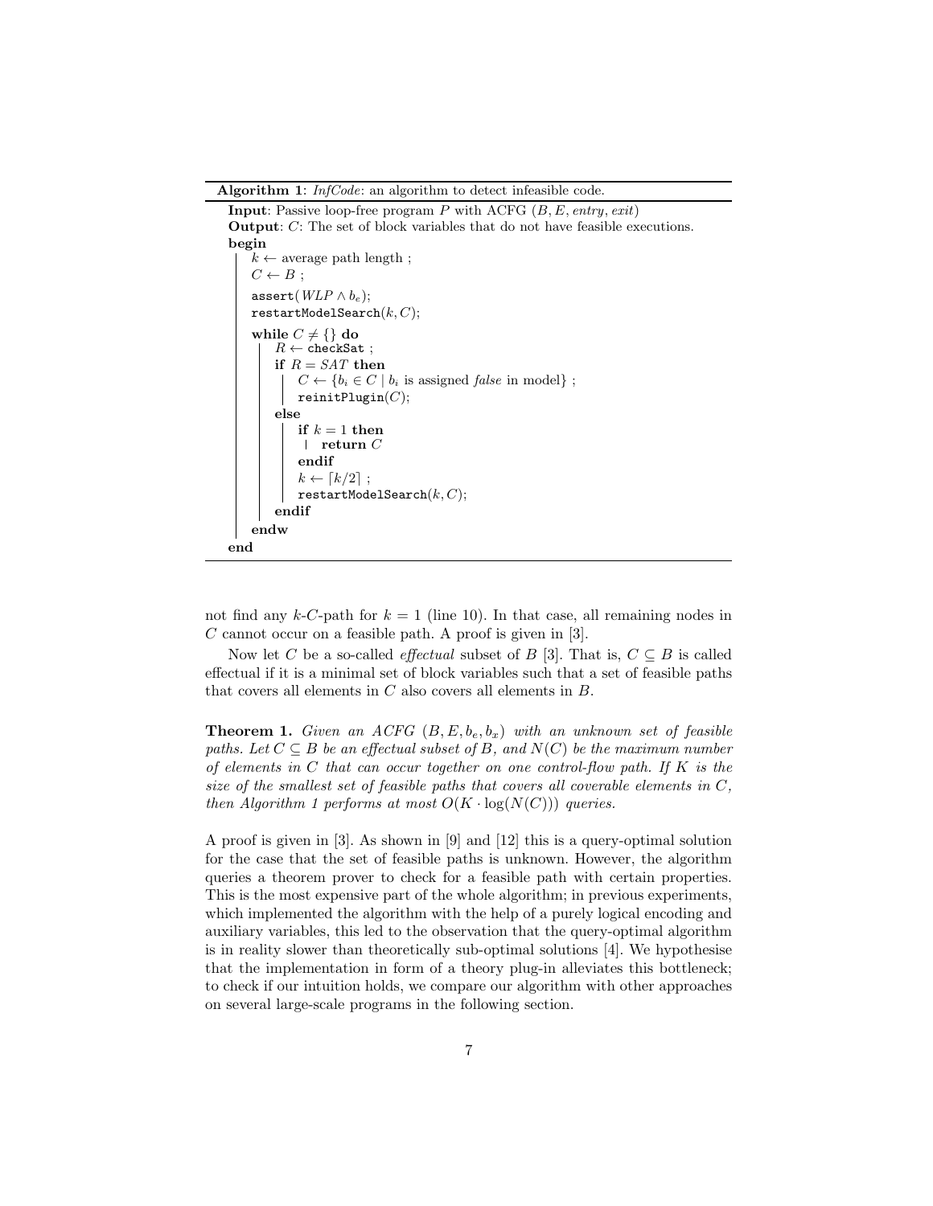**Algorithm 1**: *InfCode*: an algorithm to detect infeasible code.

```
Input: Passive loop-free program P with ACFG (B, E, entry, exit)
Output: C: The set of block variables that do not have feasible executions.
begin
    k ← average path length ;
    C ← B ;
    assert(WLP ∧ b_e);
    restartModelSearch(k, C);
    while C ≠ {} do
        R ← checkSat ;
        if R = SAT then
            C ← {b_i ∈ C | b_i is assigned false in model} ;
            reinitPlugin(C);
        else
            if k = 1 then
                return C
            endif
            k ← ⌈k/2⌉ ;
            restartModelSearch(k, C);
        endif
    endw
end
```

not find any $k$-$C$-path for $k = 1$ (line 10). In that case, all remaining nodes in $C$ cannot occur on a feasible path. A proof is given in [3].

Now let $C$ be a so-called *effectual* subset of $B$ [3]. That is, $C \subseteq B$ is called effectual if it is a minimal set of block variables such that a set of feasible paths that covers all elements in $C$ also covers all elements in $B$.

**Theorem 1.** *Given an ACFG $(B, E, b_e, b_x)$ with an unknown set of feasible paths. Let $C \subseteq B$ be an effectual subset of $B$, and $N(C)$ be the maximum number of elements in $C$ that can occur together on one control-flow path. If $K$ is the size of the smallest set of feasible paths that covers all coverable elements in $C$, then Algorithm 1 performs at most $O(K \cdot \log(N(C)))$ queries.*

A proof is given in [3]. As shown in [9] and [12] this is a query-optimal solution for the case that the set of feasible paths is unknown. However, the algorithm queries a theorem prover to check for a feasible path with certain properties. This is the most expensive part of the whole algorithm; in previous experiments, which implemented the algorithm with the help of a purely logical encoding and auxiliary variables, this led to the observation that the query-optimal algorithm is in reality slower than theoretically sub-optimal solutions [4]. We hypothesise that the implementation in form of a theory plug-in alleviates this bottleneck; to check if our intuition holds, we compare our algorithm with other approaches on several large-scale programs in the following section.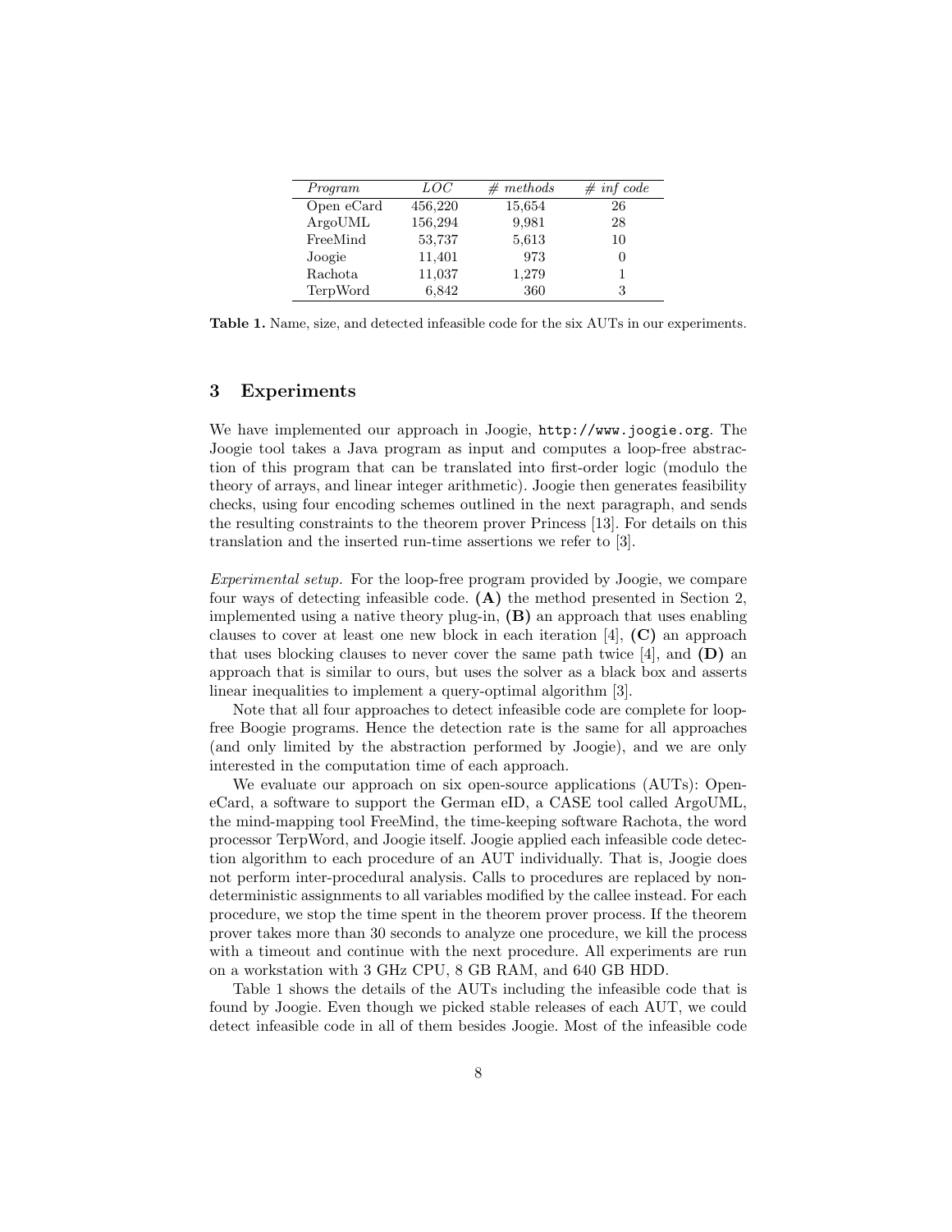| *Program* | *LOC* | *# methods* | *# inf code* |
|---|---|---|---|
| Open eCard | 456,220 | 15,654 | 26 |
| ArgoUML | 156,294 | 9,981 | 28 |
| FreeMind | 53,737 | 5,613 | 10 |
| Joogie | 11,401 | 973 | 0 |
| Rachota | 11,037 | 1,279 | 1 |
| TerpWord | 6,842 | 360 | 3 |

**Table 1.** Name, size, and detected infeasible code for the six AUTs in our experiments.

## 3 Experiments

We have implemented our approach in Joogie, http://www.joogie.org. The Joogie tool takes a Java program as input and computes a loop-free abstraction of this program that can be translated into first-order logic (modulo the theory of arrays, and linear integer arithmetic). Joogie then generates feasibility checks, using four encoding schemes outlined in the next paragraph, and sends the resulting constraints to the theorem prover Princess [13]. For details on this translation and the inserted run-time assertions we refer to [3].

*Experimental setup.* For the loop-free program provided by Joogie, we compare four ways of detecting infeasible code. **(A)** the method presented in Section 2, implemented using a native theory plug-in, **(B)** an approach that uses enabling clauses to cover at least one new block in each iteration [4], **(C)** an approach that uses blocking clauses to never cover the same path twice [4], and **(D)** an approach that is similar to ours, but uses the solver as a black box and asserts linear inequalities to implement a query-optimal algorithm [3].

Note that all four approaches to detect infeasible code are complete for loop-free Boogie programs. Hence the detection rate is the same for all approaches (and only limited by the abstraction performed by Joogie), and we are only interested in the computation time of each approach.

We evaluate our approach on six open-source applications (AUTs): OpeneCard, a software to support the German eID, a CASE tool called ArgoUML, the mind-mapping tool FreeMind, the time-keeping software Rachota, the word processor TerpWord, and Joogie itself. Joogie applied each infeasible code detection algorithm to each procedure of an AUT individually. That is, Joogie does not perform inter-procedural analysis. Calls to procedures are replaced by non-deterministic assignments to all variables modified by the callee instead. For each procedure, we stop the time spent in the theorem prover process. If the theorem prover takes more than 30 seconds to analyze one procedure, we kill the process with a timeout and continue with the next procedure. All experiments are run on a workstation with 3 GHz CPU, 8 GB RAM, and 640 GB HDD.

Table 1 shows the details of the AUTs including the infeasible code that is found by Joogie. Even though we picked stable releases of each AUT, we could detect infeasible code in all of them besides Joogie. Most of the infeasible code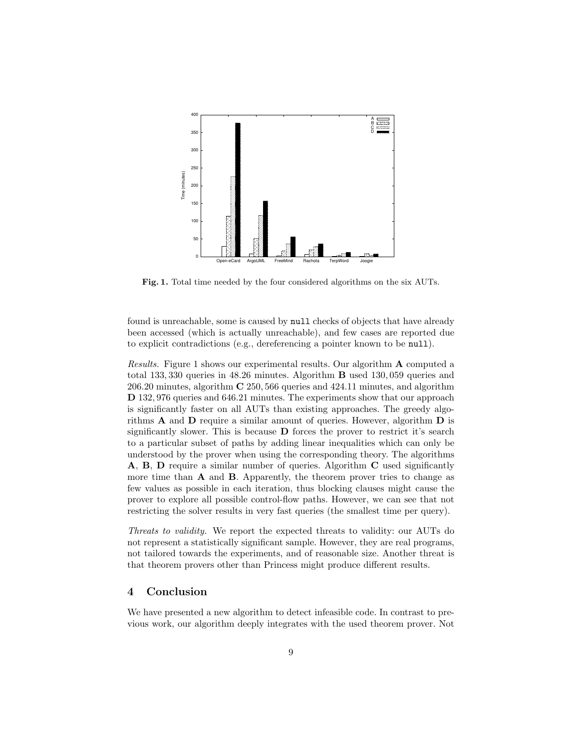Fig. 1. Total time needed by the four considered algorithms on the six AUTs.

found is unreachable, some is caused by `null` checks of objects that have already been accessed (which is actually unreachable), and few cases are reported due to explicit contradictions (e.g., dereferencing a pointer known to be `null`).

*Results.* Figure 1 shows our experimental results. Our algorithm **A** computed a total 133,330 queries in 48.26 minutes. Algorithm **B** used 130,059 queries and 206.20 minutes, algorithm **C** 250,566 queries and 424.11 minutes, and algorithm **D** 132,976 queries and 646.21 minutes. The experiments show that our approach is significantly faster on all AUTs than existing approaches. The greedy algorithms **A** and **D** require a similar amount of queries. However, algorithm **D** is significantly slower. This is because **D** forces the prover to restrict it's search to a particular subset of paths by adding linear inequalities which can only be understood by the prover when using the corresponding theory. The algorithms **A**, **B**, **D** require a similar number of queries. Algorithm **C** used significantly more time than **A** and **B**. Apparently, the theorem prover tries to change as few values as possible in each iteration, thus blocking clauses might cause the prover to explore all possible control-flow paths. However, we can see that not restricting the solver results in very fast queries (the smallest time per query).

*Threats to validity.* We report the expected threats to validity: our AUTs do not represent a statistically significant sample. However, they are real programs, not tailored towards the experiments, and of reasonable size. Another threat is that theorem provers other than Princess might produce different results.

## 4 Conclusion

We have presented a new algorithm to detect infeasible code. In contrast to previous work, our algorithm deeply integrates with the used theorem prover. Not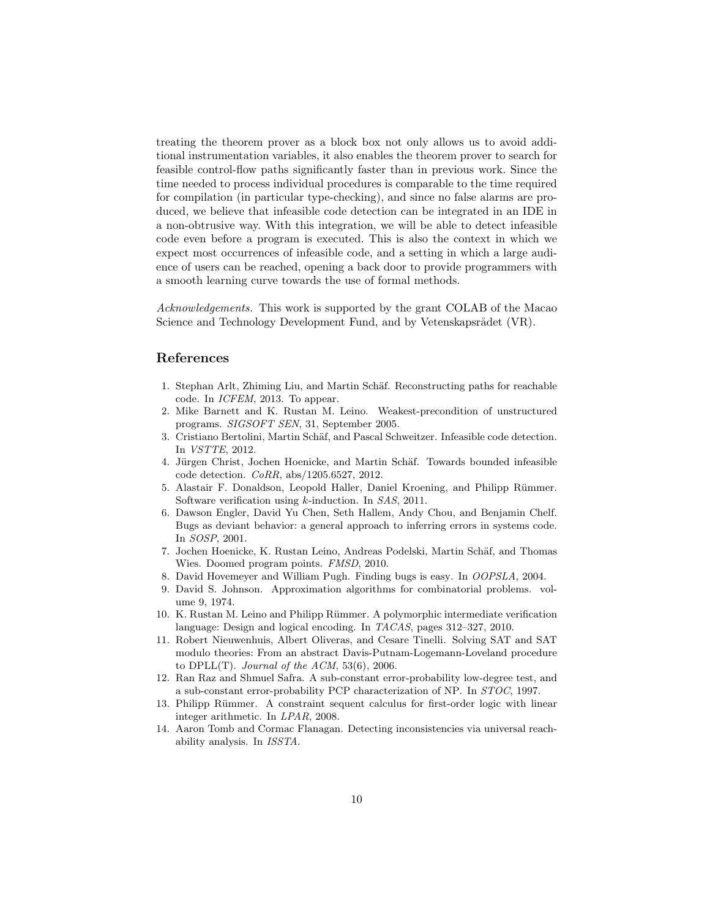treating the theorem prover as a block box not only allows us to avoid additional instrumentation variables, it also enables the theorem prover to search for feasible control-flow paths significantly faster than in previous work. Since the time needed to process individual procedures is comparable to the time required for compilation (in particular type-checking), and since no false alarms are produced, we believe that infeasible code detection can be integrated in an IDE in a non-obtrusive way. With this integration, we will be able to detect infeasible code even before a program is executed. This is also the context in which we expect most occurrences of infeasible code, and a setting in which a large audience of users can be reached, opening a back door to provide programmers with a smooth learning curve towards the use of formal methods.

*Acknowledgements.* This work is supported by the grant COLAB of the Macao Science and Technology Development Fund, and by Vetenskapsrådet (VR).

## References

1. Stephan Arlt, Zhiming Liu, and Martin Schäf. Reconstructing paths for reachable code. In *ICFEM*, 2013. To appear.
2. Mike Barnett and K. Rustan M. Leino. Weakest-precondition of unstructured programs. *SIGSOFT SEN*, 31, September 2005.
3. Cristiano Bertolini, Martin Schäf, and Pascal Schweitzer. Infeasible code detection. In *VSTTE*, 2012.
4. Jürgen Christ, Jochen Hoenicke, and Martin Schäf. Towards bounded infeasible code detection. *CoRR*, abs/1205.6527, 2012.
5. Alastair F. Donaldson, Leopold Haller, Daniel Kroening, and Philipp Rümmer. Software verification using $k$-induction. In *SAS*, 2011.
6. Dawson Engler, David Yu Chen, Seth Hallem, Andy Chou, and Benjamin Chelf. Bugs as deviant behavior: a general approach to inferring errors in systems code. In *SOSP*, 2001.
7. Jochen Hoenicke, K. Rustan Leino, Andreas Podelski, Martin Schäf, and Thomas Wies. Doomed program points. *FMSD*, 2010.
8. David Hovemeyer and William Pugh. Finding bugs is easy. In *OOPSLA*, 2004.
9. David S. Johnson. Approximation algorithms for combinatorial problems. volume 9, 1974.
10. K. Rustan M. Leino and Philipp Rümmer. A polymorphic intermediate verification language: Design and logical encoding. In *TACAS*, pages 312–327, 2010.
11. Robert Nieuwenhuis, Albert Oliveras, and Cesare Tinelli. Solving SAT and SAT modulo theories: From an abstract Davis-Putnam-Logemann-Loveland procedure to DPLL(T). *Journal of the ACM*, 53(6), 2006.
12. Ran Raz and Shmuel Safra. A sub-constant error-probability low-degree test, and a sub-constant error-probability PCP characterization of NP. In *STOC*, 1997.
13. Philipp Rümmer. A constraint sequent calculus for first-order logic with linear integer arithmetic. In *LPAR*, 2008.
14. Aaron Tomb and Cormac Flanagan. Detecting inconsistencies via universal reachability analysis. In *ISSTA*.